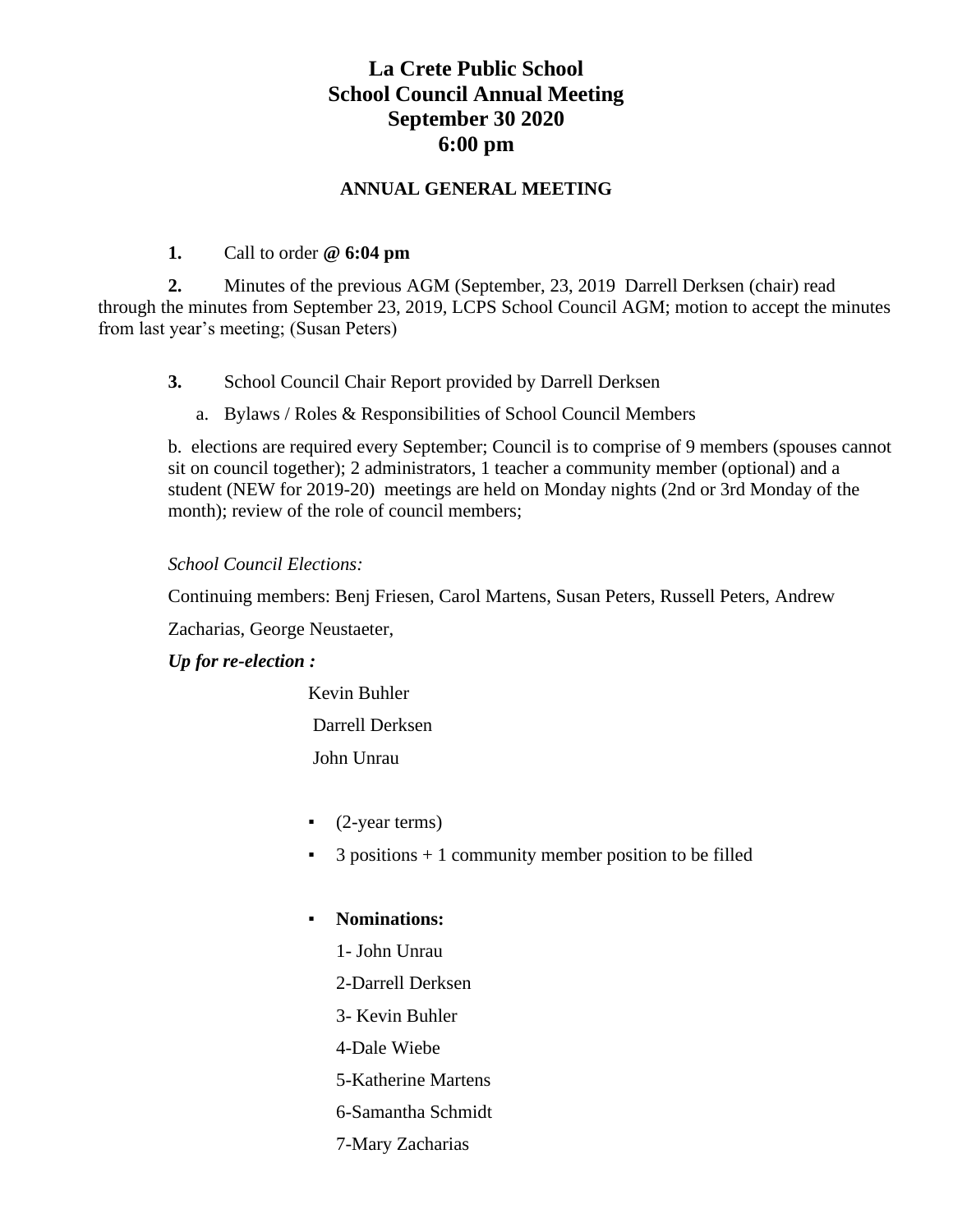# La Crete Public School
# School Council Annual Meeting
# September 30 2020
# 6:00 pm

## ANNUAL GENERAL MEETING

**1.** Call to order **@ 6:04 pm**

**2.** Minutes of the previous AGM (September, 23, 2019 Darrell Derksen (chair) read through the minutes from September 23, 2019, LCPS School Council AGM; motion to accept the minutes from last year's meeting; (Susan Peters)

**3.** School Council Chair Report provided by Darrell Derksen

a. Bylaws / Roles & Responsibilities of School Council Members

b. elections are required every September; Council is to comprise of 9 members (spouses cannot sit on council together); 2 administrators, 1 teacher a community member (optional) and a student (NEW for 2019-20) meetings are held on Monday nights (2nd or 3rd Monday of the month); review of the role of council members;

*School Council Elections:*

Continuing members: Benj Friesen, Carol Martens, Susan Peters, Russell Peters, Andrew Zacharias, George Neustaeter,

***Up for re-election :***

Kevin Buhler
Darrell Derksen
John Unrau

- (2-year terms)
- 3 positions + 1 community member position to be filled

- **Nominations:**

  1- John Unrau
  2-Darrell Derksen
  3- Kevin Buhler
  4-Dale Wiebe
  5-Katherine Martens
  6-Samantha Schmidt
  7-Mary Zacharias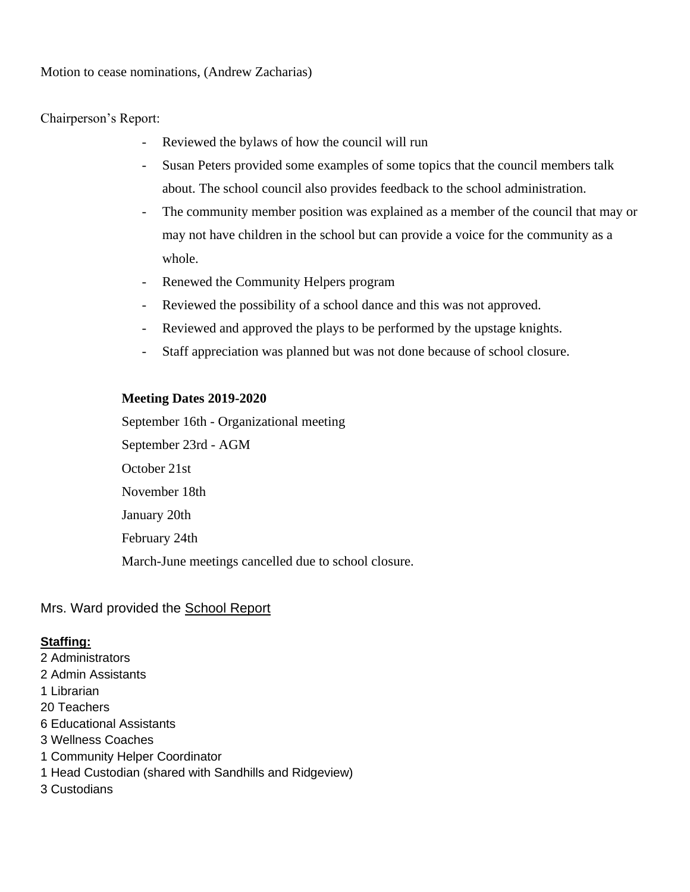Motion to cease nominations, (Andrew Zacharias)

Chairperson's Report:

- Reviewed the bylaws of how the council will run
- Susan Peters provided some examples of some topics that the council members talk about. The school council also provides feedback to the school administration.
- The community member position was explained as a member of the council that may or may not have children in the school but can provide a voice for the community as a whole.
- Renewed the Community Helpers program
- Reviewed the possibility of a school dance and this was not approved.
- Reviewed and approved the plays to be performed by the upstage knights.
- Staff appreciation was planned but was not done because of school closure.

**Meeting Dates 2019-2020**

September 16th - Organizational meeting

September 23rd - AGM

October 21st

November 18th

January 20th

February 24th

March-June meetings cancelled due to school closure.

Mrs. Ward provided the <u>School Report</u>

<u>**Staffing:**</u>

2 Administrators
2 Admin Assistants
1 Librarian
20 Teachers
6 Educational Assistants
3 Wellness Coaches
1 Community Helper Coordinator
1 Head Custodian (shared with Sandhills and Ridgeview)
3 Custodians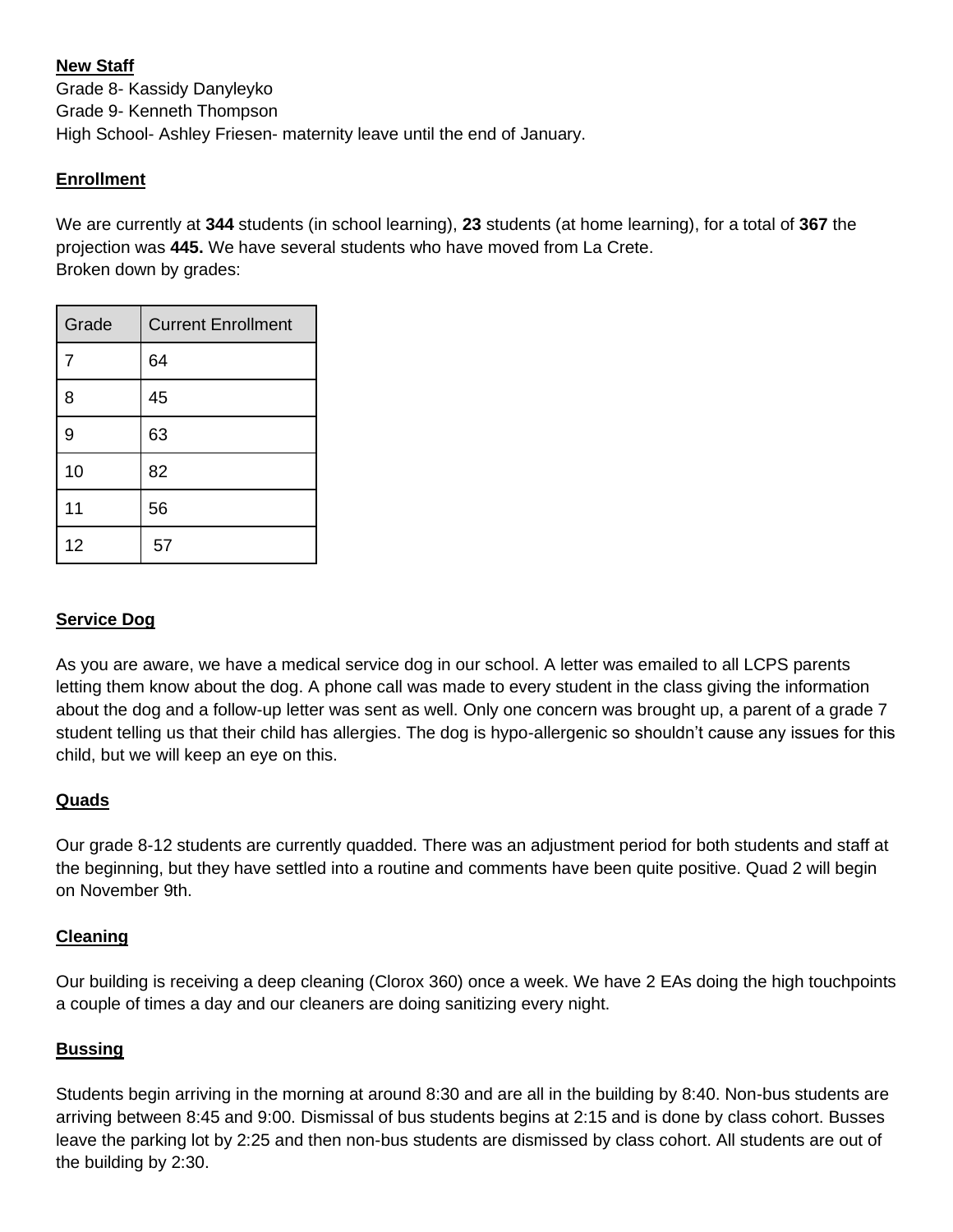**New Staff**
Grade 8- Kassidy Danyleyko
Grade 9- Kenneth Thompson
High School- Ashley Friesen- maternity leave until the end of January.

**Enrollment**

We are currently at **344** students (in school learning), **23** students (at home learning), for a total of **367** the projection was **445.** We have several students who have moved from La Crete.
Broken down by grades:

| Grade | Current Enrollment |
|---|---|
| 7 | 64 |
| 8 | 45 |
| 9 | 63 |
| 10 | 82 |
| 11 | 56 |
| 12 | 57 |

**Service Dog**

As you are aware, we have a medical service dog in our school. A letter was emailed to all LCPS parents letting them know about the dog. A phone call was made to every student in the class giving the information about the dog and a follow-up letter was sent as well. Only one concern was brought up, a parent of a grade 7 student telling us that their child has allergies. The dog is hypo-allergenic so shouldn't cause any issues for this child, but we will keep an eye on this.

**Quads**

Our grade 8-12 students are currently quadded. There was an adjustment period for both students and staff at the beginning, but they have settled into a routine and comments have been quite positive. Quad 2 will begin on November 9th.

**Cleaning**

Our building is receiving a deep cleaning (Clorox 360) once a week. We have 2 EAs doing the high touchpoints a couple of times a day and our cleaners are doing sanitizing every night.

**Bussing**

Students begin arriving in the morning at around 8:30 and are all in the building by 8:40. Non-bus students are arriving between 8:45 and 9:00. Dismissal of bus students begins at 2:15 and is done by class cohort. Busses leave the parking lot by 2:25 and then non-bus students are dismissed by class cohort. All students are out of the building by 2:30.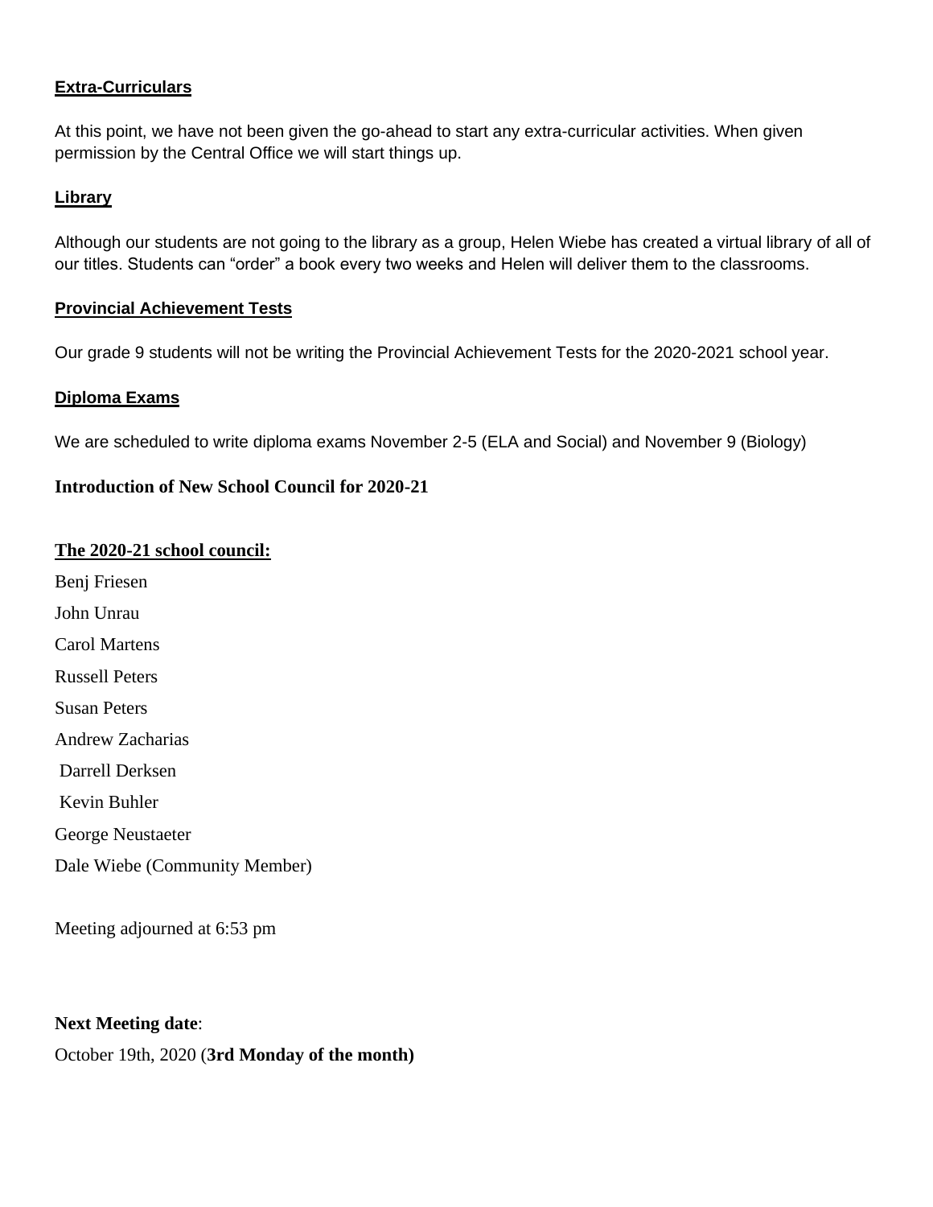**Extra-Curriculars**

At this point, we have not been given the go-ahead to start any extra-curricular activities. When given permission by the Central Office we will start things up.

**Library**

Although our students are not going to the library as a group, Helen Wiebe has created a virtual library of all of our titles. Students can "order" a book every two weeks and Helen will deliver them to the classrooms.

**Provincial Achievement Tests**

Our grade 9 students will not be writing the Provincial Achievement Tests for the 2020-2021 school year.

**Diploma Exams**

We are scheduled to write diploma exams November 2-5 (ELA and Social) and November 9 (Biology)

**Introduction of New School Council for 2020-21**

**The 2020-21 school council:**

Benj Friesen

John Unrau

Carol Martens

Russell Peters

Susan Peters

Andrew Zacharias

Darrell Derksen

Kevin Buhler

George Neustaeter

Dale Wiebe (Community Member)

Meeting adjourned at 6:53 pm

**Next Meeting date**:

October 19th, 2020 (**3rd Monday of the month)**